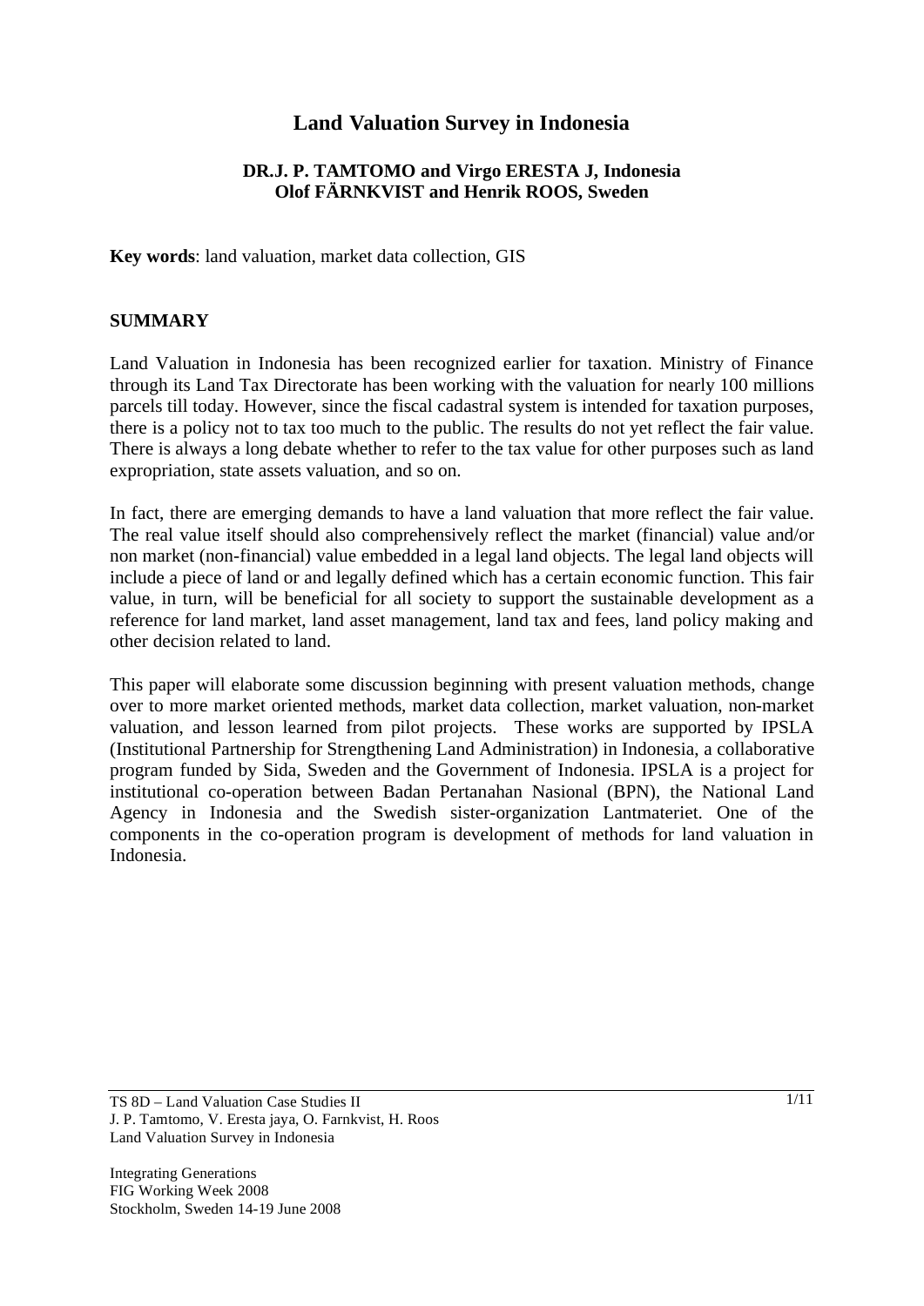# Land Valuation Survey in Indonesia

**DR.J. P. TAMTOMO and Virgo ERESTA J, Indonesia**
**Olof FÄRNKVIST and Henrik ROOS, Sweden**

**Key words**: land valuation, market data collection, GIS

## SUMMARY

Land Valuation in Indonesia has been recognized earlier for taxation. Ministry of Finance through its Land Tax Directorate has been working with the valuation for nearly 100 millions parcels till today. However, since the fiscal cadastral system is intended for taxation purposes, there is a policy not to tax too much to the public. The results do not yet reflect the fair value. There is always a long debate whether to refer to the tax value for other purposes such as land expropriation, state assets valuation, and so on.

In fact, there are emerging demands to have a land valuation that more reflect the fair value. The real value itself should also comprehensively reflect the market (financial) value and/or non market (non-financial) value embedded in a legal land objects. The legal land objects will include a piece of land or and legally defined which has a certain economic function. This fair value, in turn, will be beneficial for all society to support the sustainable development as a reference for land market, land asset management, land tax and fees, land policy making and other decision related to land.

This paper will elaborate some discussion beginning with present valuation methods, change over to more market oriented methods, market data collection, market valuation, non-market valuation, and lesson learned from pilot projects. These works are supported by IPSLA (Institutional Partnership for Strengthening Land Administration) in Indonesia, a collaborative program funded by Sida, Sweden and the Government of Indonesia. IPSLA is a project for institutional co-operation between Badan Pertanahan Nasional (BPN), the National Land Agency in Indonesia and the Swedish sister-organization Lantmateriet. One of the components in the co-operation program is development of methods for land valuation in Indonesia.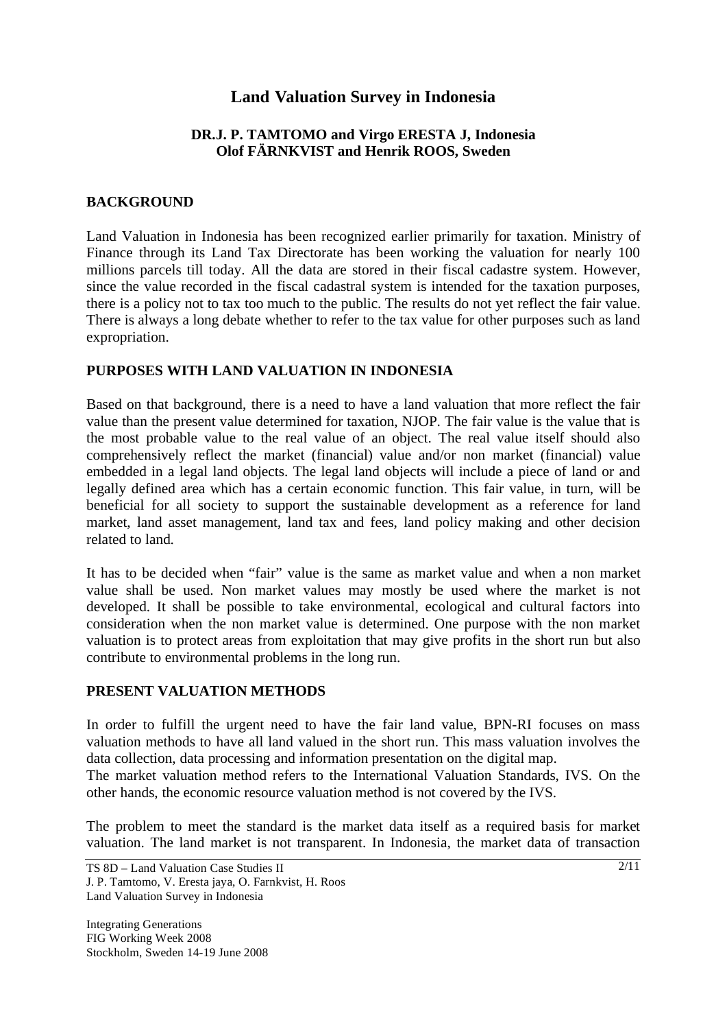# Land Valuation Survey in Indonesia

**DR.J. P. TAMTOMO and Virgo ERESTA J, Indonesia**
**Olof FÄRNKVIST and Henrik ROOS, Sweden**

## BACKGROUND

Land Valuation in Indonesia has been recognized earlier primarily for taxation. Ministry of Finance through its Land Tax Directorate has been working the valuation for nearly 100 millions parcels till today. All the data are stored in their fiscal cadastre system. However, since the value recorded in the fiscal cadastral system is intended for the taxation purposes, there is a policy not to tax too much to the public. The results do not yet reflect the fair value. There is always a long debate whether to refer to the tax value for other purposes such as land expropriation.

## PURPOSES WITH LAND VALUATION IN INDONESIA

Based on that background, there is a need to have a land valuation that more reflect the fair value than the present value determined for taxation, NJOP. The fair value is the value that is the most probable value to the real value of an object. The real value itself should also comprehensively reflect the market (financial) value and/or non market (financial) value embedded in a legal land objects. The legal land objects will include a piece of land or and legally defined area which has a certain economic function. This fair value, in turn, will be beneficial for all society to support the sustainable development as a reference for land market, land asset management, land tax and fees, land policy making and other decision related to land.

It has to be decided when "fair" value is the same as market value and when a non market value shall be used. Non market values may mostly be used where the market is not developed. It shall be possible to take environmental, ecological and cultural factors into consideration when the non market value is determined. One purpose with the non market valuation is to protect areas from exploitation that may give profits in the short run but also contribute to environmental problems in the long run.

## PRESENT VALUATION METHODS

In order to fulfill the urgent need to have the fair land value, BPN-RI focuses on mass valuation methods to have all land valued in the short run. This mass valuation involves the data collection, data processing and information presentation on the digital map.
The market valuation method refers to the International Valuation Standards, IVS. On the other hands, the economic resource valuation method is not covered by the IVS.

The problem to meet the standard is the market data itself as a required basis for market valuation. The land market is not transparent. In Indonesia, the market data of transaction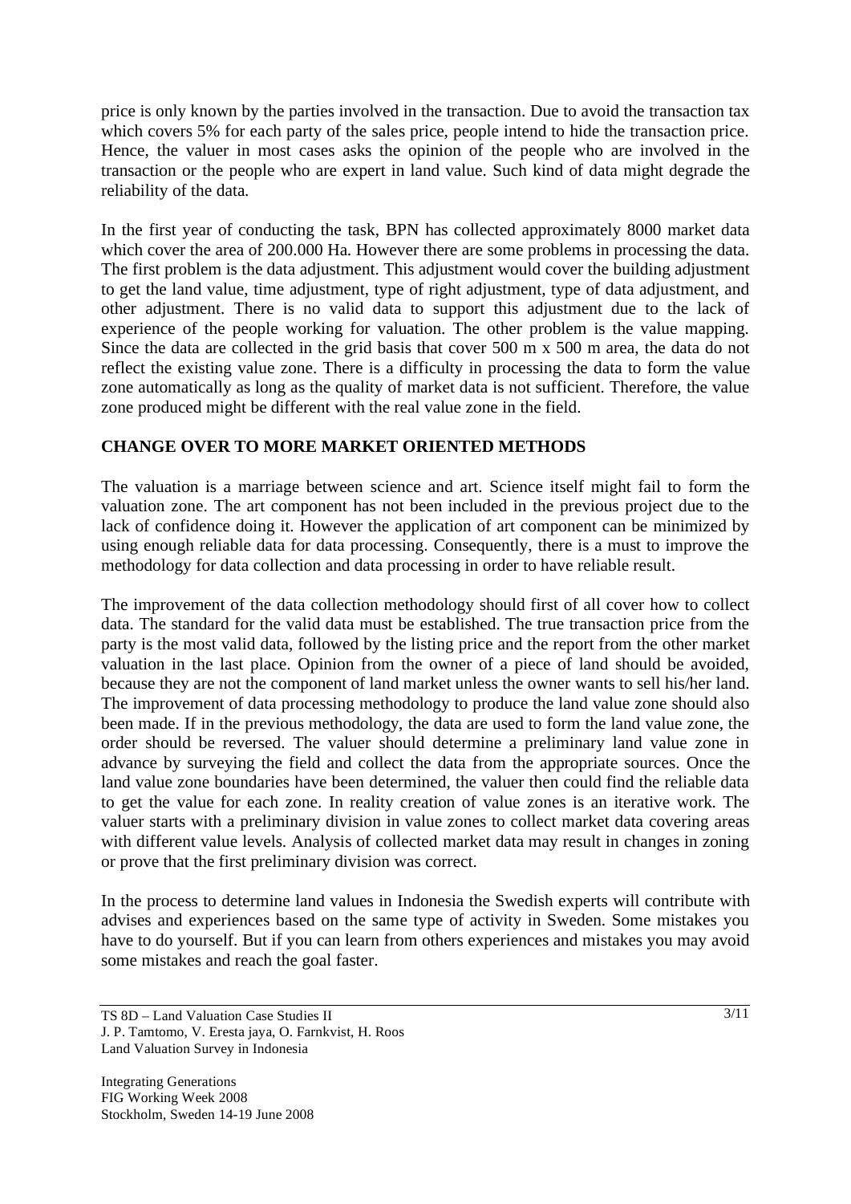price is only known by the parties involved in the transaction. Due to avoid the transaction tax which covers 5% for each party of the sales price, people intend to hide the transaction price. Hence, the valuer in most cases asks the opinion of the people who are involved in the transaction or the people who are expert in land value. Such kind of data might degrade the reliability of the data.

In the first year of conducting the task, BPN has collected approximately 8000 market data which cover the area of 200.000 Ha. However there are some problems in processing the data. The first problem is the data adjustment. This adjustment would cover the building adjustment to get the land value, time adjustment, type of right adjustment, type of data adjustment, and other adjustment. There is no valid data to support this adjustment due to the lack of experience of the people working for valuation. The other problem is the value mapping. Since the data are collected in the grid basis that cover 500 m x 500 m area, the data do not reflect the existing value zone. There is a difficulty in processing the data to form the value zone automatically as long as the quality of market data is not sufficient. Therefore, the value zone produced might be different with the real value zone in the field.

## CHANGE OVER TO MORE MARKET ORIENTED METHODS

The valuation is a marriage between science and art. Science itself might fail to form the valuation zone. The art component has not been included in the previous project due to the lack of confidence doing it. However the application of art component can be minimized by using enough reliable data for data processing. Consequently, there is a must to improve the methodology for data collection and data processing in order to have reliable result.

The improvement of the data collection methodology should first of all cover how to collect data. The standard for the valid data must be established. The true transaction price from the party is the most valid data, followed by the listing price and the report from the other market valuation in the last place. Opinion from the owner of a piece of land should be avoided, because they are not the component of land market unless the owner wants to sell his/her land. The improvement of data processing methodology to produce the land value zone should also been made. If in the previous methodology, the data are used to form the land value zone, the order should be reversed. The valuer should determine a preliminary land value zone in advance by surveying the field and collect the data from the appropriate sources. Once the land value zone boundaries have been determined, the valuer then could find the reliable data to get the value for each zone. In reality creation of value zones is an iterative work. The valuer starts with a preliminary division in value zones to collect market data covering areas with different value levels. Analysis of collected market data may result in changes in zoning or prove that the first preliminary division was correct.

In the process to determine land values in Indonesia the Swedish experts will contribute with advises and experiences based on the same type of activity in Sweden. Some mistakes you have to do yourself. But if you can learn from others experiences and mistakes you may avoid some mistakes and reach the goal faster.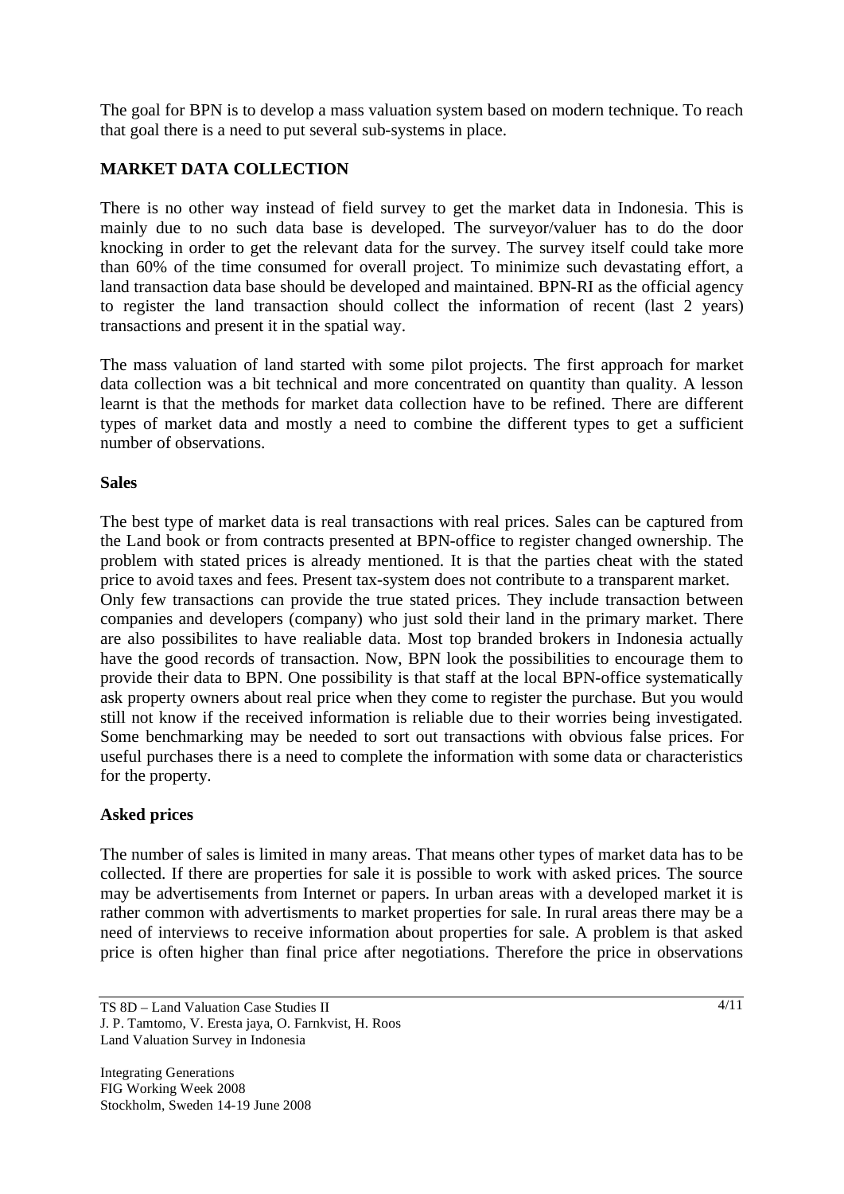The goal for BPN is to develop a mass valuation system based on modern technique. To reach that goal there is a need to put several sub-systems in place.

## MARKET DATA COLLECTION

There is no other way instead of field survey to get the market data in Indonesia. This is mainly due to no such data base is developed. The surveyor/valuer has to do the door knocking in order to get the relevant data for the survey. The survey itself could take more than 60% of the time consumed for overall project. To minimize such devastating effort, a land transaction data base should be developed and maintained. BPN-RI as the official agency to register the land transaction should collect the information of recent (last 2 years) transactions and present it in the spatial way.

The mass valuation of land started with some pilot projects. The first approach for market data collection was a bit technical and more concentrated on quantity than quality. A lesson learnt is that the methods for market data collection have to be refined. There are different types of market data and mostly a need to combine the different types to get a sufficient number of observations.

### Sales

The best type of market data is real transactions with real prices. Sales can be captured from the Land book or from contracts presented at BPN-office to register changed ownership. The problem with stated prices is already mentioned. It is that the parties cheat with the stated price to avoid taxes and fees. Present tax-system does not contribute to a transparent market.
Only few transactions can provide the true stated prices. They include transaction between companies and developers (company) who just sold their land in the primary market. There are also possibilites to have realiable data. Most top branded brokers in Indonesia actually have the good records of transaction. Now, BPN look the possibilities to encourage them to provide their data to BPN. One possibility is that staff at the local BPN-office systematically ask property owners about real price when they come to register the purchase. But you would still not know if the received information is reliable due to their worries being investigated. Some benchmarking may be needed to sort out transactions with obvious false prices. For useful purchases there is a need to complete the information with some data or characteristics for the property.

### Asked prices

The number of sales is limited in many areas. That means other types of market data has to be collected. If there are properties for sale it is possible to work with asked prices. The source may be advertisements from Internet or papers. In urban areas with a developed market it is rather common with advertisments to market properties for sale. In rural areas there may be a need of interviews to receive information about properties for sale. A problem is that asked price is often higher than final price after negotiations. Therefore the price in observations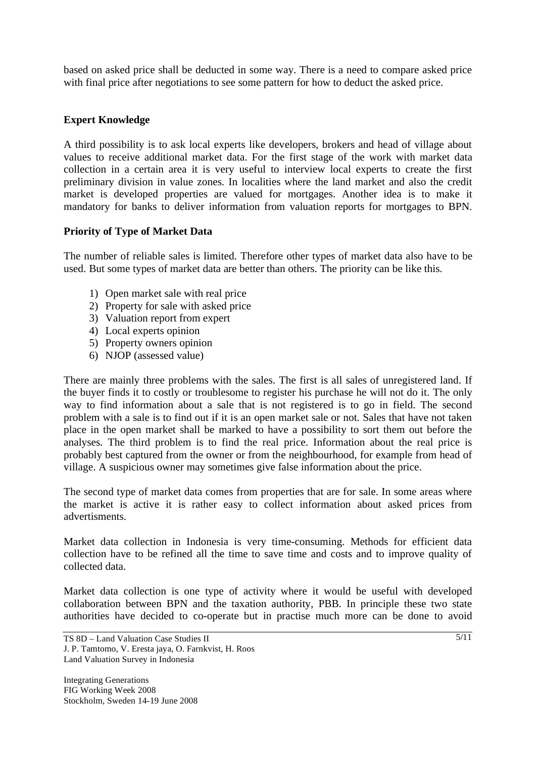based on asked price shall be deducted in some way. There is a need to compare asked price with final price after negotiations to see some pattern for how to deduct the asked price.

**Expert Knowledge**

A third possibility is to ask local experts like developers, brokers and head of village about values to receive additional market data. For the first stage of the work with market data collection in a certain area it is very useful to interview local experts to create the first preliminary division in value zones. In localities where the land market and also the credit market is developed properties are valued for mortgages. Another idea is to make it mandatory for banks to deliver information from valuation reports for mortgages to BPN.

**Priority of Type of Market Data**

The number of reliable sales is limited. Therefore other types of market data also have to be used. But some types of market data are better than others. The priority can be like this.

1) Open market sale with real price
2) Property for sale with asked price
3) Valuation report from expert
4) Local experts opinion
5) Property owners opinion
6) NJOP (assessed value)

There are mainly three problems with the sales. The first is all sales of unregistered land. If the buyer finds it to costly or troublesome to register his purchase he will not do it. The only way to find information about a sale that is not registered is to go in field. The second problem with a sale is to find out if it is an open market sale or not. Sales that have not taken place in the open market shall be marked to have a possibility to sort them out before the analyses. The third problem is to find the real price. Information about the real price is probably best captured from the owner or from the neighbourhood, for example from head of village. A suspicious owner may sometimes give false information about the price.

The second type of market data comes from properties that are for sale. In some areas where the market is active it is rather easy to collect information about asked prices from advertisments.

Market data collection in Indonesia is very time-consuming. Methods for efficient data collection have to be refined all the time to save time and costs and to improve quality of collected data.

Market data collection is one type of activity where it would be useful with developed collaboration between BPN and the taxation authority, PBB. In principle these two state authorities have decided to co-operate but in practise much more can be done to avoid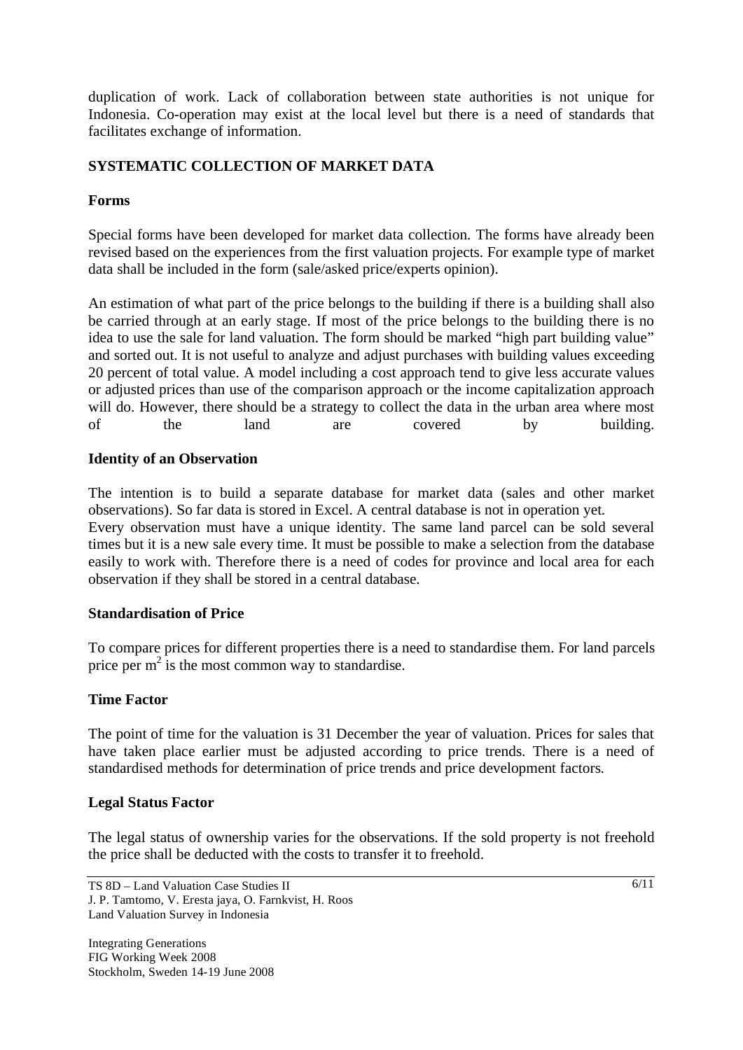duplication of work. Lack of collaboration between state authorities is not unique for Indonesia. Co-operation may exist at the local level but there is a need of standards that facilitates exchange of information.

## SYSTEMATIC COLLECTION OF MARKET DATA

### Forms

Special forms have been developed for market data collection. The forms have already been revised based on the experiences from the first valuation projects. For example type of market data shall be included in the form (sale/asked price/experts opinion).

An estimation of what part of the price belongs to the building if there is a building shall also be carried through at an early stage. If most of the price belongs to the building there is no idea to use the sale for land valuation. The form should be marked "high part building value" and sorted out. It is not useful to analyze and adjust purchases with building values exceeding 20 percent of total value. A model including a cost approach tend to give less accurate values or adjusted prices than use of the comparison approach or the income capitalization approach will do. However, there should be a strategy to collect the data in the urban area where most of the land are covered by building.

### Identity of an Observation

The intention is to build a separate database for market data (sales and other market observations). So far data is stored in Excel. A central database is not in operation yet.
Every observation must have a unique identity. The same land parcel can be sold several times but it is a new sale every time. It must be possible to make a selection from the database easily to work with. Therefore there is a need of codes for province and local area for each observation if they shall be stored in a central database.

### Standardisation of Price

To compare prices for different properties there is a need to standardise them. For land parcels price per $m^2$ is the most common way to standardise.

### Time Factor

The point of time for the valuation is 31 December the year of valuation. Prices for sales that have taken place earlier must be adjusted according to price trends. There is a need of standardised methods for determination of price trends and price development factors.

### Legal Status Factor

The legal status of ownership varies for the observations. If the sold property is not freehold the price shall be deducted with the costs to transfer it to freehold.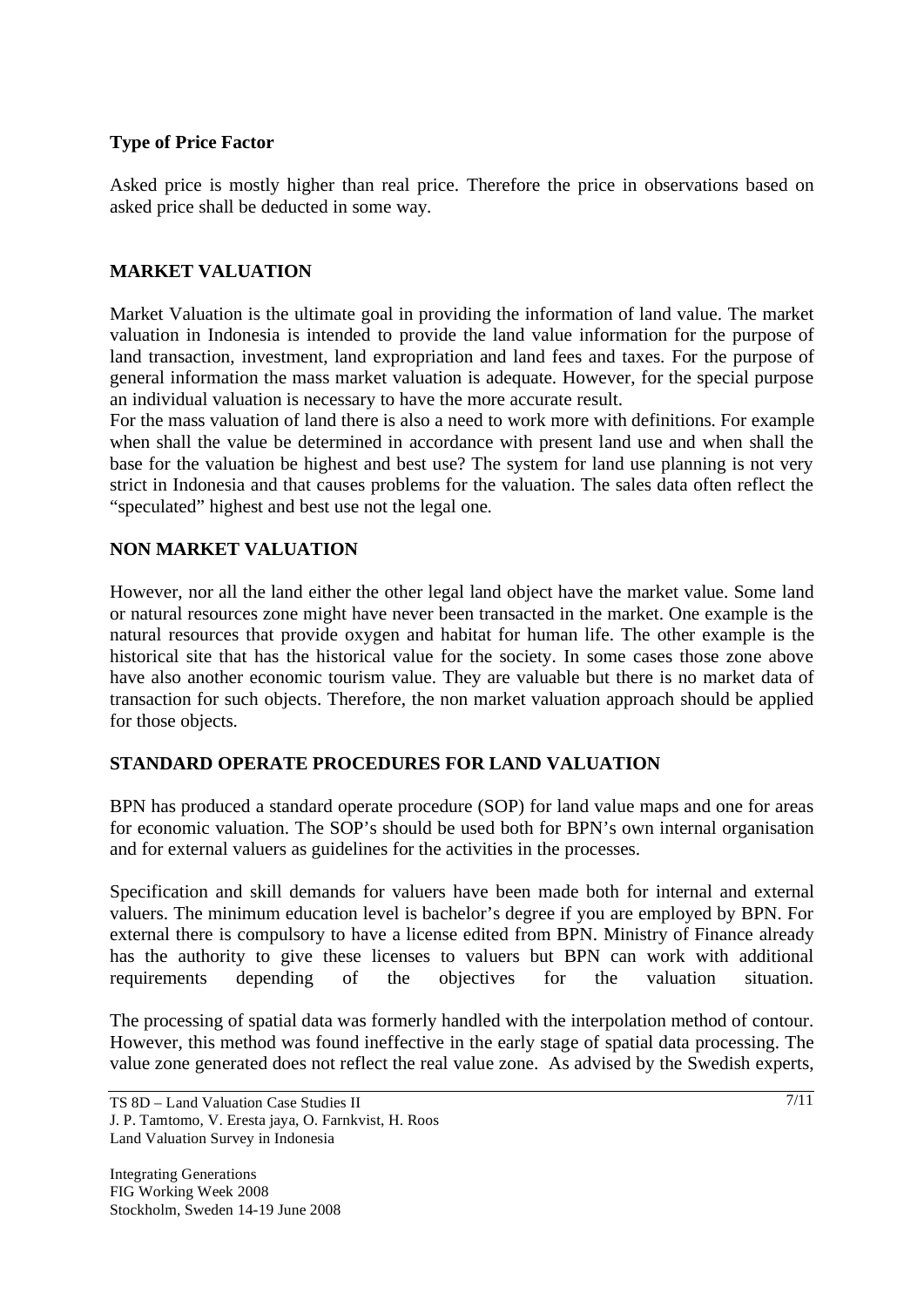**Type of Price Factor**

Asked price is mostly higher than real price. Therefore the price in observations based on asked price shall be deducted in some way.

## MARKET VALUATION

Market Valuation is the ultimate goal in providing the information of land value. The market valuation in Indonesia is intended to provide the land value information for the purpose of land transaction, investment, land expropriation and land fees and taxes. For the purpose of general information the mass market valuation is adequate. However, for the special purpose an individual valuation is necessary to have the more accurate result.
For the mass valuation of land there is also a need to work more with definitions. For example when shall the value be determined in accordance with present land use and when shall the base for the valuation be highest and best use? The system for land use planning is not very strict in Indonesia and that causes problems for the valuation. The sales data often reflect the "speculated" highest and best use not the legal one.

## NON MARKET VALUATION

However, nor all the land either the other legal land object have the market value. Some land or natural resources zone might have never been transacted in the market. One example is the natural resources that provide oxygen and habitat for human life. The other example is the historical site that has the historical value for the society. In some cases those zone above have also another economic tourism value. They are valuable but there is no market data of transaction for such objects. Therefore, the non market valuation approach should be applied for those objects.

## STANDARD OPERATE PROCEDURES FOR LAND VALUATION

BPN has produced a standard operate procedure (SOP) for land value maps and one for areas for economic valuation. The SOP's should be used both for BPN's own internal organisation and for external valuers as guidelines for the activities in the processes.

Specification and skill demands for valuers have been made both for internal and external valuers. The minimum education level is bachelor's degree if you are employed by BPN. For external there is compulsory to have a license edited from BPN. Ministry of Finance already has the authority to give these licenses to valuers but BPN can work with additional requirements depending of the objectives for the valuation situation.

The processing of spatial data was formerly handled with the interpolation method of contour. However, this method was found ineffective in the early stage of spatial data processing. The value zone generated does not reflect the real value zone. As advised by the Swedish experts,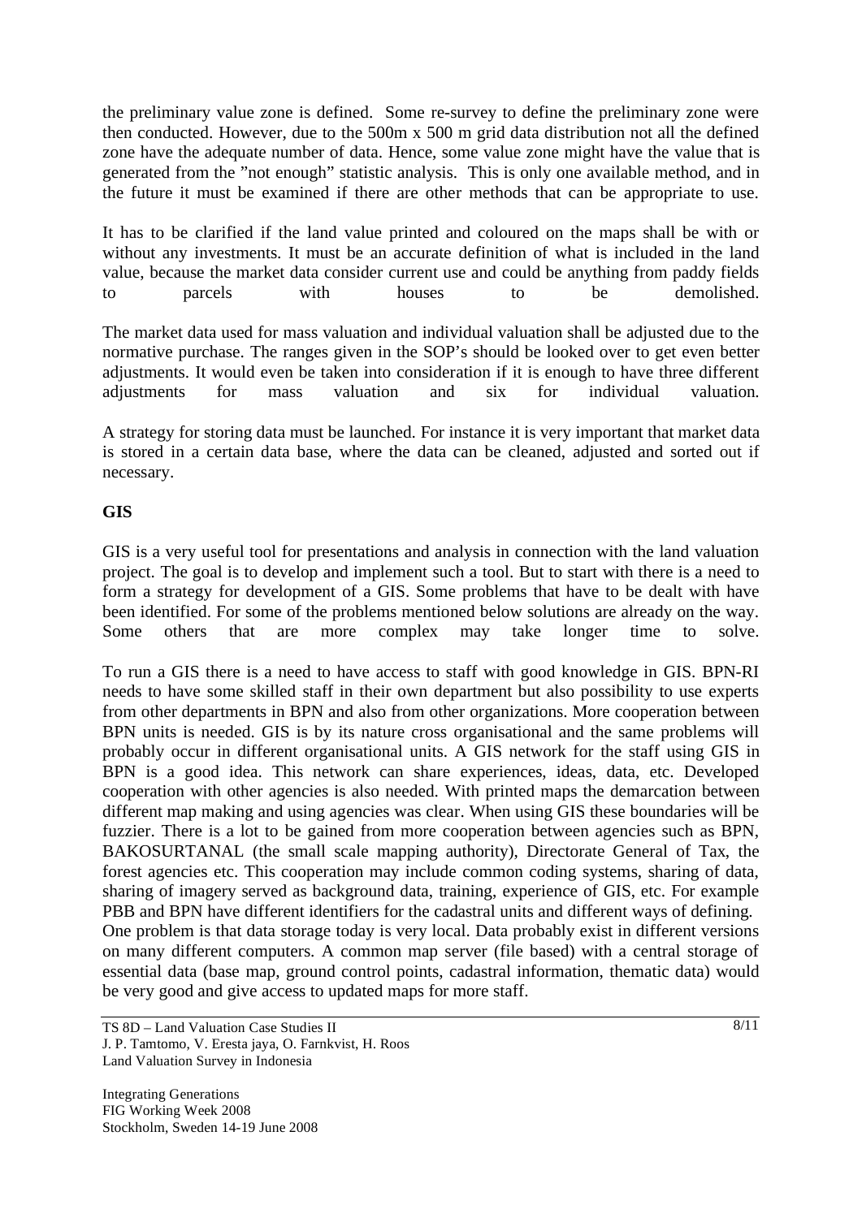the preliminary value zone is defined. Some re-survey to define the preliminary zone were then conducted. However, due to the 500m x 500 m grid data distribution not all the defined zone have the adequate number of data. Hence, some value zone might have the value that is generated from the "not enough" statistic analysis. This is only one available method, and in the future it must be examined if there are other methods that can be appropriate to use.

It has to be clarified if the land value printed and coloured on the maps shall be with or without any investments. It must be an accurate definition of what is included in the land value, because the market data consider current use and could be anything from paddy fields to parcels with houses to be demolished.

The market data used for mass valuation and individual valuation shall be adjusted due to the normative purchase. The ranges given in the SOP's should be looked over to get even better adjustments. It would even be taken into consideration if it is enough to have three different adjustments for mass valuation and six for individual valuation.

A strategy for storing data must be launched. For instance it is very important that market data is stored in a certain data base, where the data can be cleaned, adjusted and sorted out if necessary.

**GIS**

GIS is a very useful tool for presentations and analysis in connection with the land valuation project. The goal is to develop and implement such a tool. But to start with there is a need to form a strategy for development of a GIS. Some problems that have to be dealt with have been identified. For some of the problems mentioned below solutions are already on the way. Some others that are more complex may take longer time to solve.

To run a GIS there is a need to have access to staff with good knowledge in GIS. BPN-RI needs to have some skilled staff in their own department but also possibility to use experts from other departments in BPN and also from other organizations. More cooperation between BPN units is needed. GIS is by its nature cross organisational and the same problems will probably occur in different organisational units. A GIS network for the staff using GIS in BPN is a good idea. This network can share experiences, ideas, data, etc. Developed cooperation with other agencies is also needed. With printed maps the demarcation between different map making and using agencies was clear. When using GIS these boundaries will be fuzzier. There is a lot to be gained from more cooperation between agencies such as BPN, BAKOSURTANAL (the small scale mapping authority), Directorate General of Tax, the forest agencies etc. This cooperation may include common coding systems, sharing of data, sharing of imagery served as background data, training, experience of GIS, etc. For example PBB and BPN have different identifiers for the cadastral units and different ways of defining.
One problem is that data storage today is very local. Data probably exist in different versions on many different computers. A common map server (file based) with a central storage of essential data (base map, ground control points, cadastral information, thematic data) would be very good and give access to updated maps for more staff.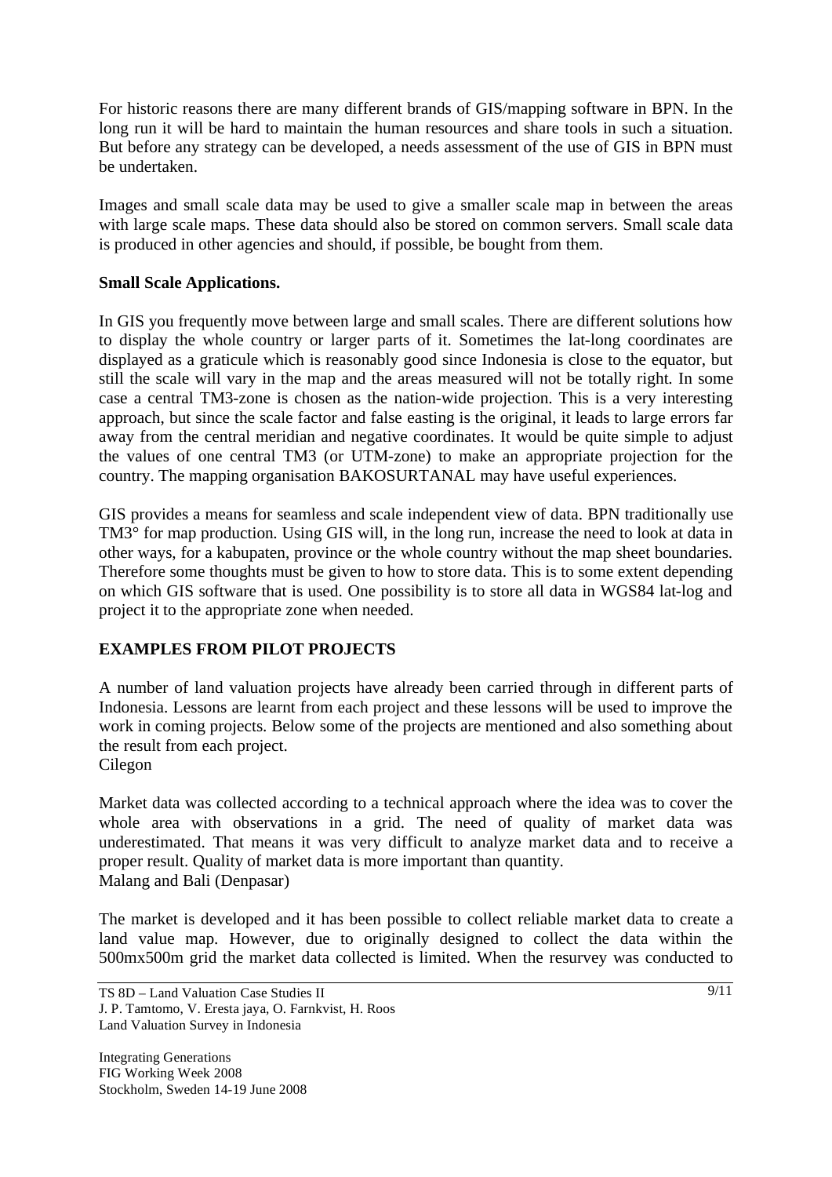For historic reasons there are many different brands of GIS/mapping software in BPN. In the long run it will be hard to maintain the human resources and share tools in such a situation. But before any strategy can be developed, a needs assessment of the use of GIS in BPN must be undertaken.

Images and small scale data may be used to give a smaller scale map in between the areas with large scale maps. These data should also be stored on common servers. Small scale data is produced in other agencies and should, if possible, be bought from them.

**Small Scale Applications.**

In GIS you frequently move between large and small scales. There are different solutions how to display the whole country or larger parts of it. Sometimes the lat-long coordinates are displayed as a graticule which is reasonably good since Indonesia is close to the equator, but still the scale will vary in the map and the areas measured will not be totally right. In some case a central TM3-zone is chosen as the nation-wide projection. This is a very interesting approach, but since the scale factor and false easting is the original, it leads to large errors far away from the central meridian and negative coordinates. It would be quite simple to adjust the values of one central TM3 (or UTM-zone) to make an appropriate projection for the country. The mapping organisation BAKOSURTANAL may have useful experiences.

GIS provides a means for seamless and scale independent view of data. BPN traditionally use TM3° for map production. Using GIS will, in the long run, increase the need to look at data in other ways, for a kabupaten, province or the whole country without the map sheet boundaries. Therefore some thoughts must be given to how to store data. This is to some extent depending on which GIS software that is used. One possibility is to store all data in WGS84 lat-log and project it to the appropriate zone when needed.

## EXAMPLES FROM PILOT PROJECTS

A number of land valuation projects have already been carried through in different parts of Indonesia. Lessons are learnt from each project and these lessons will be used to improve the work in coming projects. Below some of the projects are mentioned and also something about the result from each project.

Cilegon

Market data was collected according to a technical approach where the idea was to cover the whole area with observations in a grid. The need of quality of market data was underestimated. That means it was very difficult to analyze market data and to receive a proper result. Quality of market data is more important than quantity.

Malang and Bali (Denpasar)

The market is developed and it has been possible to collect reliable market data to create a land value map. However, due to originally designed to collect the data within the 500mx500m grid the market data collected is limited. When the resurvey was conducted to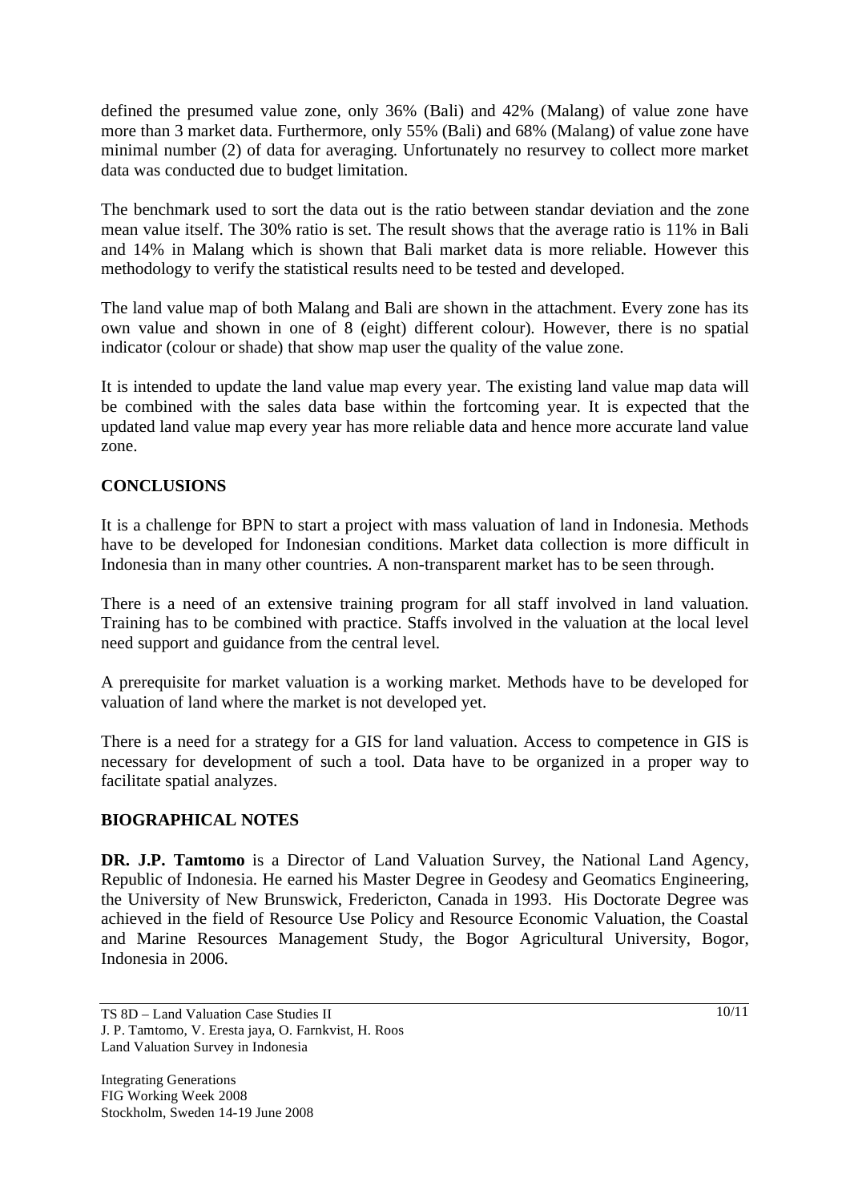defined the presumed value zone, only 36% (Bali) and 42% (Malang) of value zone have more than 3 market data. Furthermore, only 55% (Bali) and 68% (Malang) of value zone have minimal number (2) of data for averaging. Unfortunately no resurvey to collect more market data was conducted due to budget limitation.

The benchmark used to sort the data out is the ratio between standar deviation and the zone mean value itself. The 30% ratio is set. The result shows that the average ratio is 11% in Bali and 14% in Malang which is shown that Bali market data is more reliable. However this methodology to verify the statistical results need to be tested and developed.

The land value map of both Malang and Bali are shown in the attachment. Every zone has its own value and shown in one of 8 (eight) different colour). However, there is no spatial indicator (colour or shade) that show map user the quality of the value zone.

It is intended to update the land value map every year. The existing land value map data will be combined with the sales data base within the fortcoming year. It is expected that the updated land value map every year has more reliable data and hence more accurate land value zone.

## CONCLUSIONS

It is a challenge for BPN to start a project with mass valuation of land in Indonesia. Methods have to be developed for Indonesian conditions. Market data collection is more difficult in Indonesia than in many other countries. A non-transparent market has to be seen through.

There is a need of an extensive training program for all staff involved in land valuation. Training has to be combined with practice. Staffs involved in the valuation at the local level need support and guidance from the central level.

A prerequisite for market valuation is a working market. Methods have to be developed for valuation of land where the market is not developed yet.

There is a need for a strategy for a GIS for land valuation. Access to competence in GIS is necessary for development of such a tool. Data have to be organized in a proper way to facilitate spatial analyzes.

## BIOGRAPHICAL NOTES

**DR. J.P. Tamtomo** is a Director of Land Valuation Survey, the National Land Agency, Republic of Indonesia. He earned his Master Degree in Geodesy and Geomatics Engineering, the University of New Brunswick, Fredericton, Canada in 1993. His Doctorate Degree was achieved in the field of Resource Use Policy and Resource Economic Valuation, the Coastal and Marine Resources Management Study, the Bogor Agricultural University, Bogor, Indonesia in 2006.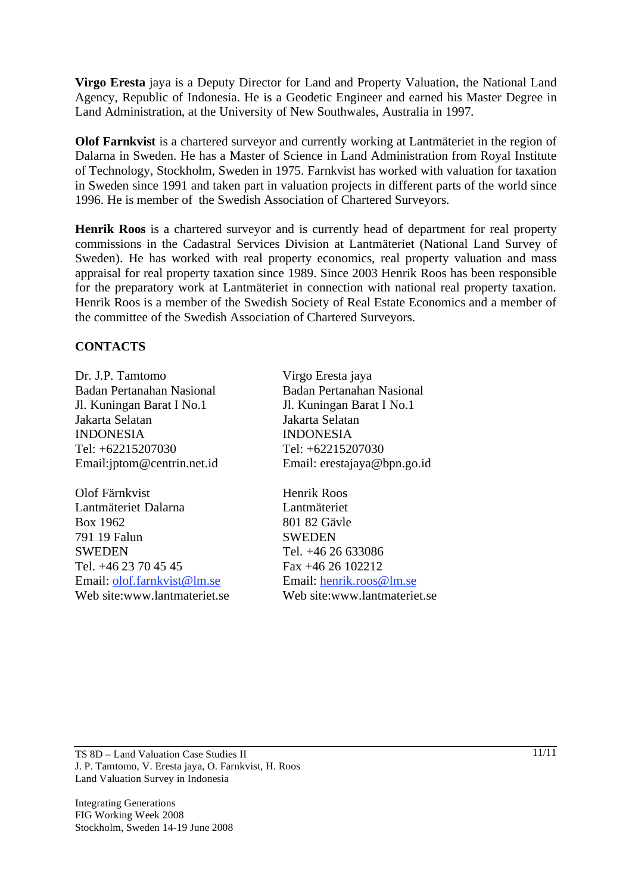**Virgo Eresta** jaya is a Deputy Director for Land and Property Valuation, the National Land Agency, Republic of Indonesia. He is a Geodetic Engineer and earned his Master Degree in Land Administration, at the University of New Southwales, Australia in 1997.

**Olof Farnkvist** is a chartered surveyor and currently working at Lantmäteriet in the region of Dalarna in Sweden. He has a Master of Science in Land Administration from Royal Institute of Technology, Stockholm, Sweden in 1975. Farnkvist has worked with valuation for taxation in Sweden since 1991 and taken part in valuation projects in different parts of the world since 1996. He is member of the Swedish Association of Chartered Surveyors.

**Henrik Roos** is a chartered surveyor and is currently head of department for real property commissions in the Cadastral Services Division at Lantmäteriet (National Land Survey of Sweden). He has worked with real property economics, real property valuation and mass appraisal for real property taxation since 1989. Since 2003 Henrik Roos has been responsible for the preparatory work at Lantmäteriet in connection with national real property taxation. Henrik Roos is a member of the Swedish Society of Real Estate Economics and a member of the committee of the Swedish Association of Chartered Surveyors.

## CONTACTS

Dr. J.P. Tamtomo
Badan Pertanahan Nasional
Jl. Kuningan Barat I No.1
Jakarta Selatan
INDONESIA
Tel: +62215207030
Email:jptom@centrin.net.id

Virgo Eresta jaya
Badan Pertanahan Nasional
Jl. Kuningan Barat I No.1
Jakarta Selatan
INDONESIA
Tel: +62215207030
Email: erestajaya@bpn.go.id

Olof Färnkvist
Lantmäteriet Dalarna
Box 1962
791 19 Falun
SWEDEN
Tel. +46 23 70 45 45
Email: olof.farnkvist@lm.se
Web site:www.lantmateriet.se

Henrik Roos
Lantmäteriet
801 82 Gävle
SWEDEN
Tel. +46 26 633086
Fax +46 26 102212
Email: henrik.roos@lm.se
Web site:www.lantmateriet.se